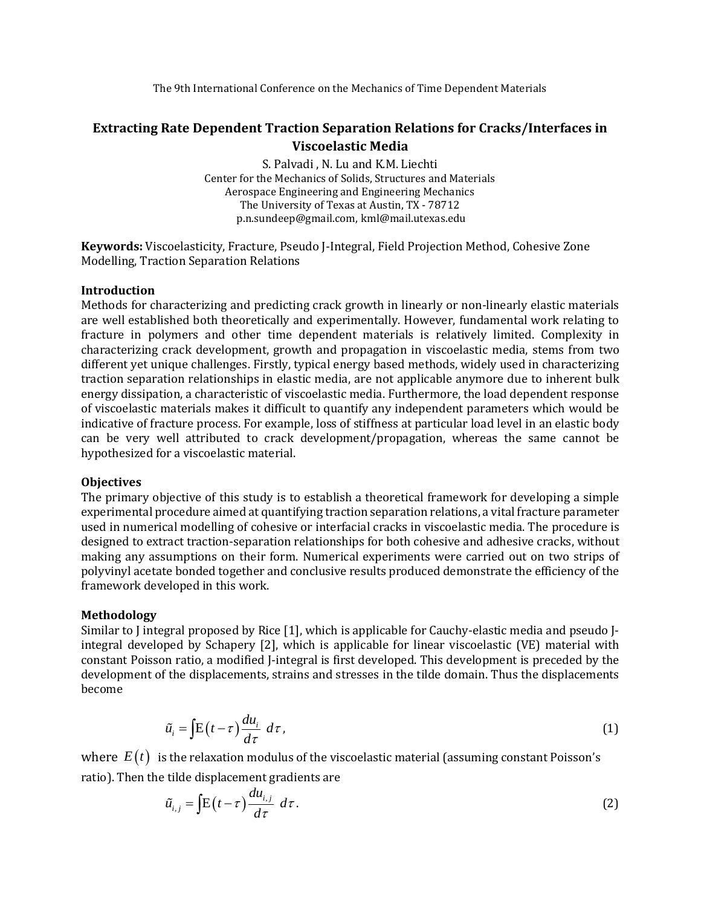The 9th International Conference on the Mechanics of Time Dependent Materials

# Extracting Rate Dependent Traction Separation Relations for Cracks/Interfaces in Viscoelastic Media

S. Palvadi , N. Lu and K.M. Liechti
Center for the Mechanics of Solids, Structures and Materials
Aerospace Engineering and Engineering Mechanics
The University of Texas at Austin, TX - 78712
p.n.sundeep@gmail.com, kml@mail.utexas.edu

**Keywords:** Viscoelasticity, Fracture, Pseudo J-Integral, Field Projection Method, Cohesive Zone Modelling, Traction Separation Relations

## Introduction

Methods for characterizing and predicting crack growth in linearly or non-linearly elastic materials are well established both theoretically and experimentally. However, fundamental work relating to fracture in polymers and other time dependent materials is relatively limited. Complexity in characterizing crack development, growth and propagation in viscoelastic media, stems from two different yet unique challenges. Firstly, typical energy based methods, widely used in characterizing traction separation relationships in elastic media, are not applicable anymore due to inherent bulk energy dissipation, a characteristic of viscoelastic media. Furthermore, the load dependent response of viscoelastic materials makes it difficult to quantify any independent parameters which would be indicative of fracture process. For example, loss of stiffness at particular load level in an elastic body can be very well attributed to crack development/propagation, whereas the same cannot be hypothesized for a viscoelastic material.

## Objectives

The primary objective of this study is to establish a theoretical framework for developing a simple experimental procedure aimed at quantifying traction separation relations, a vital fracture parameter used in numerical modelling of cohesive or interfacial cracks in viscoelastic media. The procedure is designed to extract traction-separation relationships for both cohesive and adhesive cracks, without making any assumptions on their form. Numerical experiments were carried out on two strips of polyvinyl acetate bonded together and conclusive results produced demonstrate the efficiency of the framework developed in this work.

## Methodology

Similar to J integral proposed by Rice [1], which is applicable for Cauchy-elastic media and pseudo J-integral developed by Schapery [2], which is applicable for linear viscoelastic (VE) material with constant Poisson ratio, a modified J-integral is first developed. This development is preceded by the development of the displacements, strains and stresses in the tilde domain. Thus the displacements become

$$\tilde{u}_i = \int \mathrm{E}\left(t-\tau\right)\frac{du_i}{d\tau}\; d\tau, \tag{1}$$

where $E\left(t\right)$ is the relaxation modulus of the viscoelastic material (assuming constant Poisson's ratio). Then the tilde displacement gradients are

$$\tilde{u}_{i,j} = \int \mathrm{E}\left(t-\tau\right)\frac{du_{i,j}}{d\tau}\; d\tau. \tag{2}$$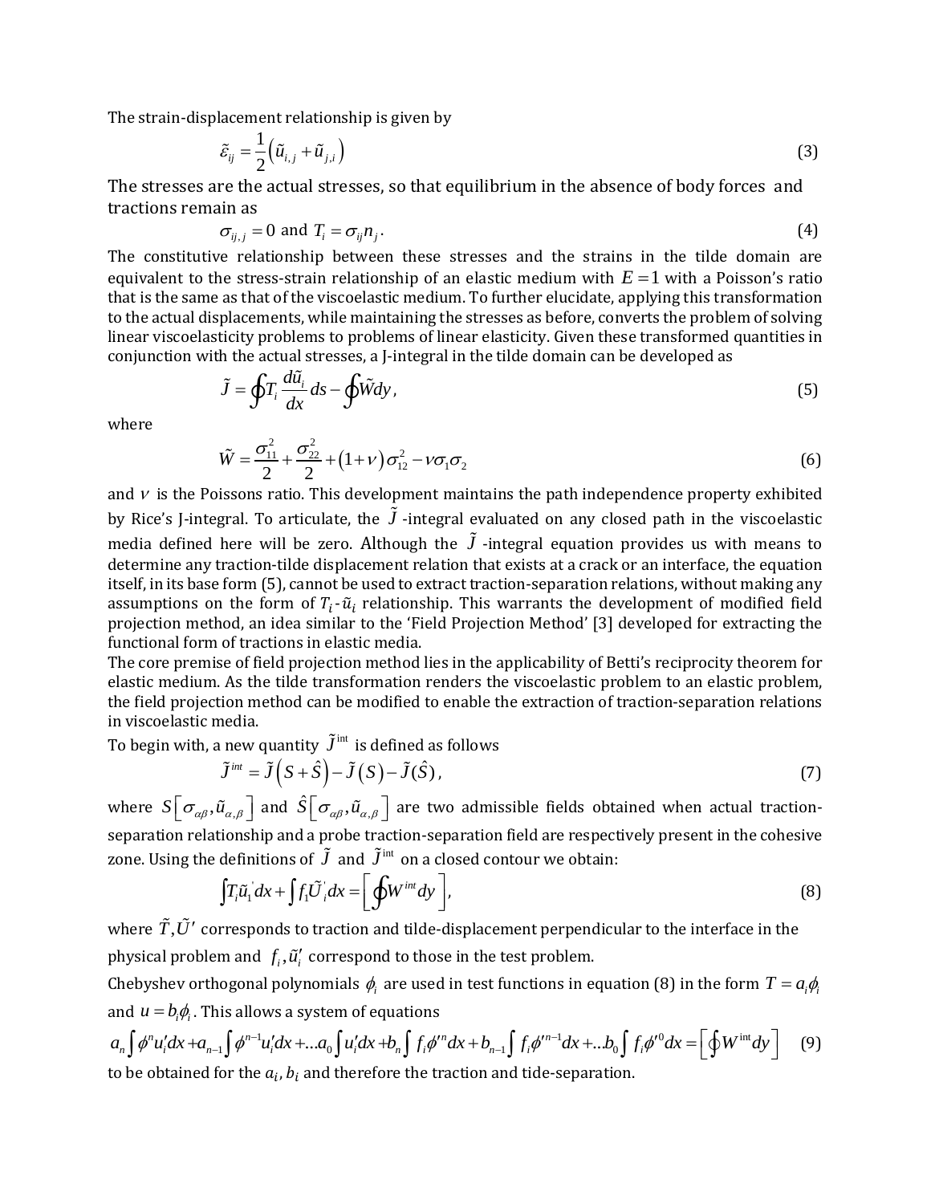The strain-displacement relationship is given by

$$\tilde{\varepsilon}_{ij} = \frac{1}{2}\left(\tilde{u}_{i,j} + \tilde{u}_{j,i}\right) \tag{3}$$

The stresses are the actual stresses, so that equilibrium in the absence of body forces and tractions remain as

$$\sigma_{ij,j} = 0 \text{ and } T_i = \sigma_{ij} n_j . \tag{4}$$

The constitutive relationship between these stresses and the strains in the tilde domain are equivalent to the stress-strain relationship of an elastic medium with $E = 1$ with a Poisson's ratio that is the same as that of the viscoelastic medium. To further elucidate, applying this transformation to the actual displacements, while maintaining the stresses as before, converts the problem of solving linear viscoelasticity problems to problems of linear elasticity. Given these transformed quantities in conjunction with the actual stresses, a J-integral in the tilde domain can be developed as

$$\tilde{J} = \oint T_i \frac{d\tilde{u}_i}{dx} ds - \oint \tilde{W} dy , \tag{5}$$

where

$$\tilde{W} = \frac{\sigma_{11}^2}{2} + \frac{\sigma_{22}^2}{2} + \left(1+\nu\right)\sigma_{12}^2 - \nu \sigma_1 \sigma_2 \tag{6}$$

and $\nu$ is the Poissons ratio. This development maintains the path independence property exhibited by Rice's J-integral. To articulate, the $\tilde{J}$-integral evaluated on any closed path in the viscoelastic media defined here will be zero. Although the $\tilde{J}$-integral equation provides us with means to determine any traction-tilde displacement relation that exists at a crack or an interface, the equation itself, in its base form (5), cannot be used to extract traction-separation relations, without making any assumptions on the form of $T_i$-$\tilde{u}_i$ relationship. This warrants the development of modified field projection method, an idea similar to the 'Field Projection Method' [3] developed for extracting the functional form of tractions in elastic media.

The core premise of field projection method lies in the applicability of Betti's reciprocity theorem for elastic medium. As the tilde transformation renders the viscoelastic problem to an elastic problem, the field projection method can be modified to enable the extraction of traction-separation relations in viscoelastic media.

To begin with, a new quantity $\tilde{J}^{\text{int}}$ is defined as follows

$$\tilde{J}^{int} = \tilde{J}\left(S + \hat{S}\right) - \tilde{J}\left(S\right) - \tilde{J}(\hat{S}) , \tag{7}$$

where $S\left[\sigma_{\alpha\beta}, \tilde{u}_{\alpha,\beta}\right]$ and $\hat{S}\left[\sigma_{\alpha\beta}, \tilde{u}_{\alpha,\beta}\right]$ are two admissible fields obtained when actual traction-separation relationship and a probe traction-separation field are respectively present in the cohesive zone. Using the definitions of $\tilde{J}$ and $\tilde{J}^{\text{int}}$ on a closed contour we obtain:

$$\int T_i \tilde{u}_1^{'} dx + \int f_1 \tilde{U}_i^{'} dx = \left[\oint W^{int} dy\right], \tag{8}$$

where $\tilde{T}, \tilde{U}'$ corresponds to traction and tilde-displacement perpendicular to the interface in the physical problem and $f_i, \tilde{u}_i'$ correspond to those in the test problem.

Chebyshev orthogonal polynomials $\phi_i$ are used in test functions in equation (8) in the form $T = a_i \phi_i$ and $u = b_i \phi_i$. This allows a system of equations

$$a_n \int \phi^n u_i' dx + a_{n-1} \int \phi^{n-1} u_i' dx + \ldots a_0 \int u_i' dx + b_n \int f_i \phi'^n dx + b_{n-1} \int f_i \phi'^{n-1} dx + \ldots b_0 \int f_i \phi'^0 dx = \left[\oint W^{\text{int}} dy\right] \tag{9}$$

to be obtained for the $a_i, b_i$ and therefore the traction and tide-separation.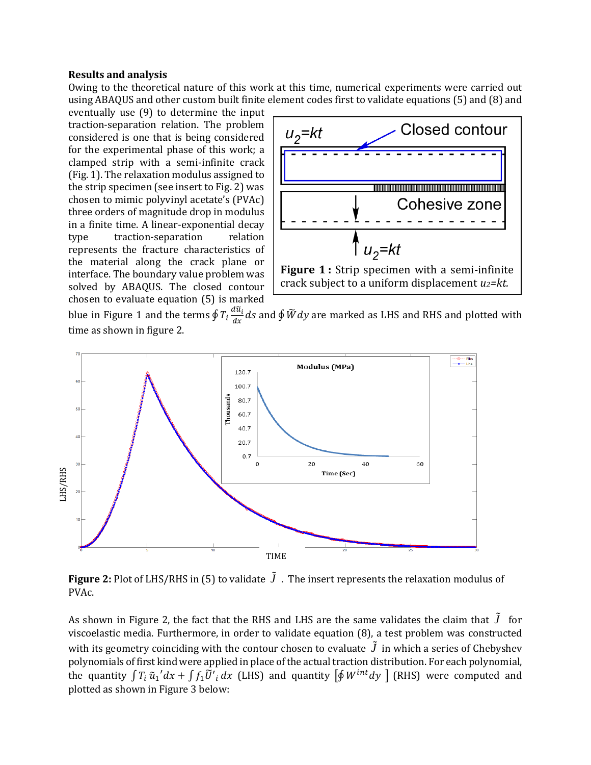**Results and analysis**

Owing to the theoretical nature of this work at this time, numerical experiments were carried out using ABAQUS and other custom built finite element codes first to validate equations (5) and (8) and eventually use (9) to determine the input traction-separation relation. The problem considered is one that is being considered for the experimental phase of this work; a clamped strip with a semi-infinite crack (Fig. 1). The relaxation modulus assigned to the strip specimen (see insert to Fig. 2) was chosen to mimic polyvinyl acetate's (PVAc) three orders of magnitude drop in modulus in a finite time. A linear-exponential decay type traction-separation relation represents the fracture characteristics of the material along the crack plane or interface. The boundary value problem was solved by ABAQUS. The closed contour chosen to evaluate equation (5) is marked blue in Figure 1 and the terms $\oint T_i \frac{d\tilde{u}_i}{dx} ds$ and $\oint \widetilde{W} dy$ are marked as LHS and RHS and plotted with time as shown in figure 2.

**Figure 1 :** Strip specimen with a semi-infinite crack subject to a uniform displacement $u_2 = kt$.

**Figure 2:** Plot of LHS/RHS in (5) to validate $\tilde{J}$ . The insert represents the relaxation modulus of PVAc.

As shown in Figure 2, the fact that the RHS and LHS are the same validates the claim that $\tilde{J}$ for viscoelastic media. Furthermore, in order to validate equation (8), a test problem was constructed with its geometry coinciding with the contour chosen to evaluate $\tilde{J}$ in which a series of Chebyshev polynomials of first kind were applied in place of the actual traction distribution. For each polynomial, the quantity $\int T_i \, \tilde{u}_1' dx + \int f_1 \widetilde{U}'_i \, dx$ (LHS) and quantity $\left[\oint W^{int} dy\right]$ (RHS) were computed and plotted as shown in Figure 3 below: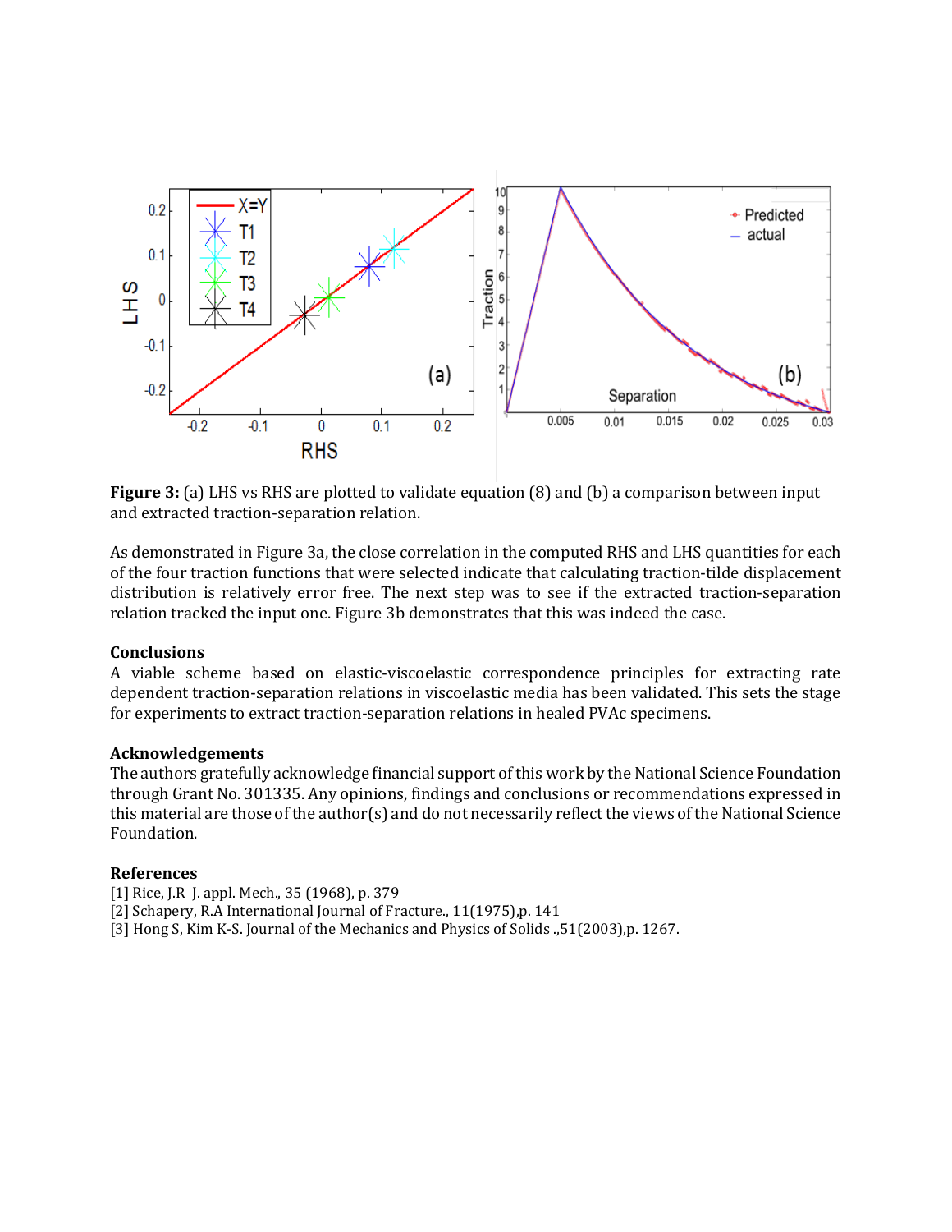LHS

0.2

0.1

0

-0.1

-0.2

-0.2 -0.1 0 0.1 0.2

RHS

X=Y

T1

T2

T3

T4

(a)

Traction

10

9

8

7

6

5

4

3

2

1

0.005 0.01 0.015 0.02 0.025 0.03

Separation

Predicted

actual

(b)

**Figure 3:** (a) LHS vs RHS are plotted to validate equation (8) and (b) a comparison between input and extracted traction-separation relation.

As demonstrated in Figure 3a, the close correlation in the computed RHS and LHS quantities for each of the four traction functions that were selected indicate that calculating traction-tilde displacement distribution is relatively error free. The next step was to see if the extracted traction-separation relation tracked the input one. Figure 3b demonstrates that this was indeed the case.

## Conclusions

A viable scheme based on elastic-viscoelastic correspondence principles for extracting rate dependent traction-separation relations in viscoelastic media has been validated. This sets the stage for experiments to extract traction-separation relations in healed PVAc specimens.

## Acknowledgements

The authors gratefully acknowledge financial support of this work by the National Science Foundation through Grant No. 301335. Any opinions, findings and conclusions or recommendations expressed in this material are those of the author(s) and do not necessarily reflect the views of the National Science Foundation.

## References

[1] Rice, J.R J. appl. Mech., 35 (1968), p. 379
[2] Schapery, R.A International Journal of Fracture., 11(1975),p. 141
[3] Hong S, Kim K-S. Journal of the Mechanics and Physics of Solids .,51(2003),p. 1267.